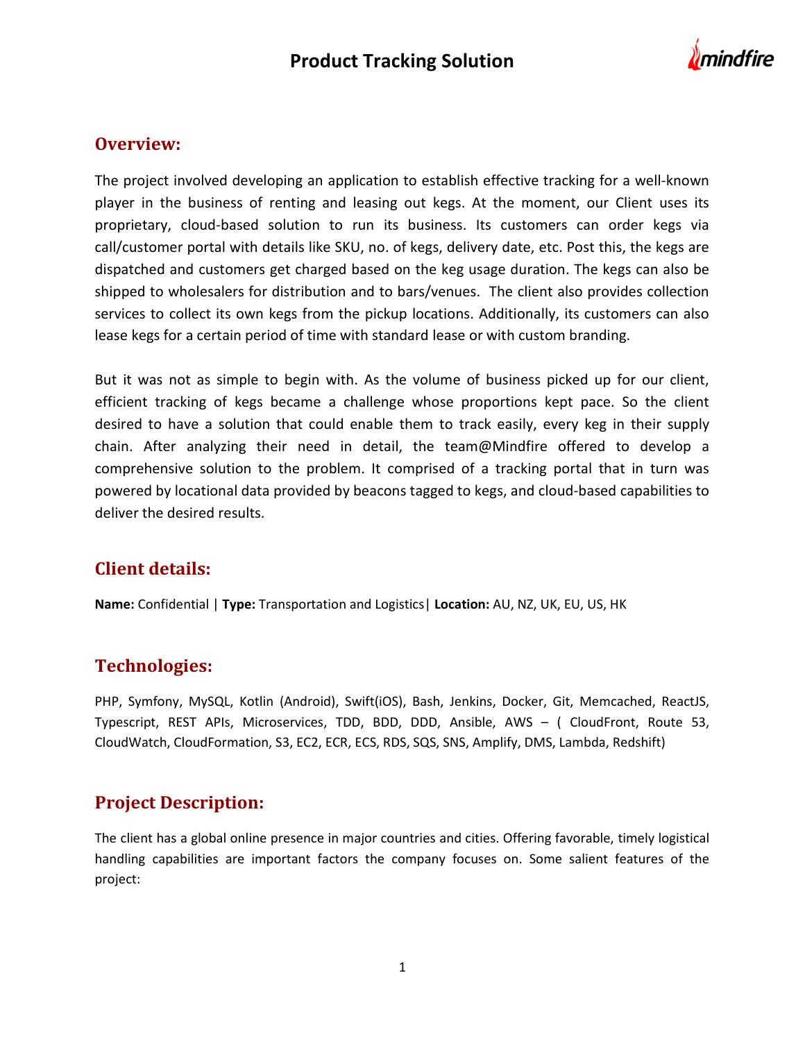# Product Tracking Solution

## Overview:

The project involved developing an application to establish effective tracking for a well-known player in the business of renting and leasing out kegs. At the moment, our Client uses its proprietary, cloud-based solution to run its business. Its customers can order kegs via call/customer portal with details like SKU, no. of kegs, delivery date, etc. Post this, the kegs are dispatched and customers get charged based on the keg usage duration. The kegs can also be shipped to wholesalers for distribution and to bars/venues. The client also provides collection services to collect its own kegs from the pickup locations. Additionally, its customers can also lease kegs for a certain period of time with standard lease or with custom branding.

But it was not as simple to begin with. As the volume of business picked up for our client, efficient tracking of kegs became a challenge whose proportions kept pace. So the client desired to have a solution that could enable them to track easily, every keg in their supply chain. After analyzing their need in detail, the team@Mindfire offered to develop a comprehensive solution to the problem. It comprised of a tracking portal that in turn was powered by locational data provided by beacons tagged to kegs, and cloud-based capabilities to deliver the desired results.

## Client details:

**Name:** Confidential | **Type:** Transportation and Logistics| **Location:** AU, NZ, UK, EU, US, HK

## Technologies:

PHP, Symfony, MySQL, Kotlin (Android), Swift(iOS), Bash, Jenkins, Docker, Git, Memcached, ReactJS, Typescript, REST APIs, Microservices, TDD, BDD, DDD, Ansible, AWS – ( CloudFront, Route 53, CloudWatch, CloudFormation, S3, EC2, ECR, ECS, RDS, SQS, SNS, Amplify, DMS, Lambda, Redshift)

## Project Description:

The client has a global online presence in major countries and cities. Offering favorable, timely logistical handling capabilities are important factors the company focuses on. Some salient features of the project: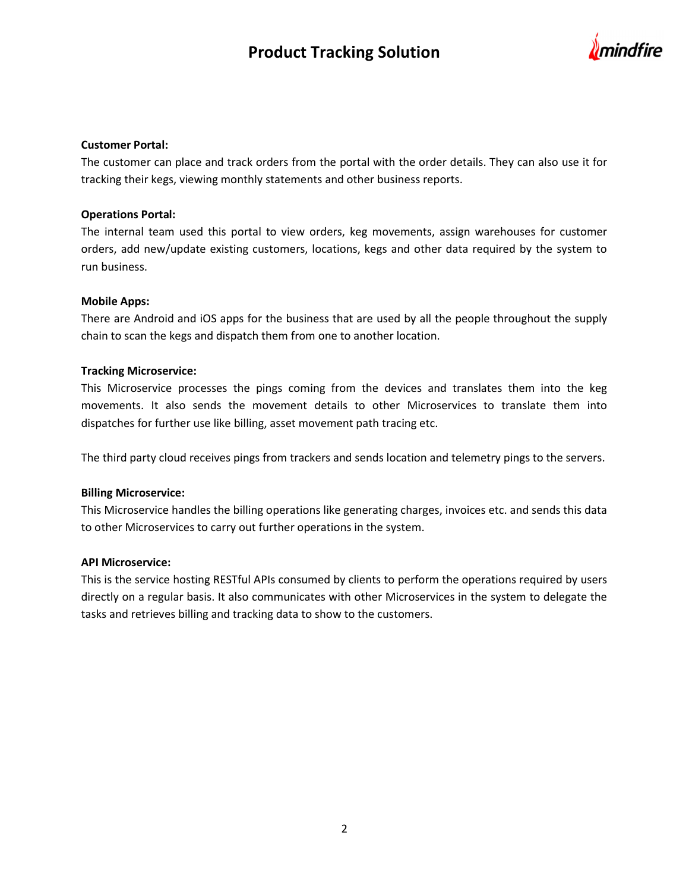**Customer Portal:**
The customer can place and track orders from the portal with the order details. They can also use it for tracking their kegs, viewing monthly statements and other business reports.

**Operations Portal:**
The internal team used this portal to view orders, keg movements, assign warehouses for customer orders, add new/update existing customers, locations, kegs and other data required by the system to run business.

**Mobile Apps:**
There are Android and iOS apps for the business that are used by all the people throughout the supply chain to scan the kegs and dispatch them from one to another location.

**Tracking Microservice:**
This Microservice processes the pings coming from the devices and translates them into the keg movements. It also sends the movement details to other Microservices to translate them into dispatches for further use like billing, asset movement path tracing etc.

The third party cloud receives pings from trackers and sends location and telemetry pings to the servers.

**Billing Microservice:**
This Microservice handles the billing operations like generating charges, invoices etc. and sends this data to other Microservices to carry out further operations in the system.

**API Microservice:**
This is the service hosting RESTful APIs consumed by clients to perform the operations required by users directly on a regular basis. It also communicates with other Microservices in the system to delegate the tasks and retrieves billing and tracking data to show to the customers.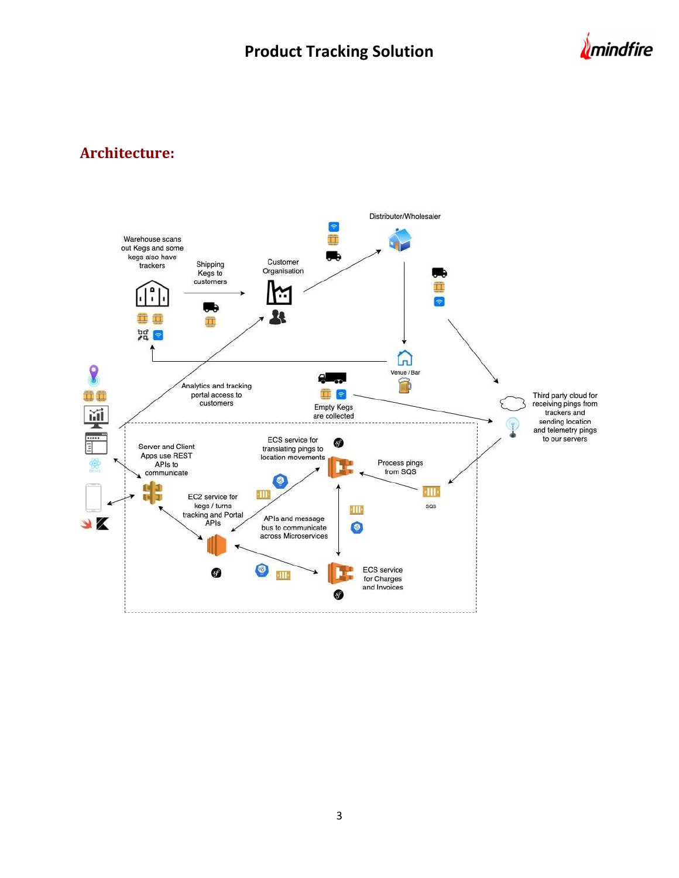## Architecture:

Distributor/Wholesaler

Warehouse scans out Kegs and some kegs also have trackers

Shipping Kegs to customers

Customer Organisation

Venue / Bar

Analytics and tracking portal access to customers

Empty Kegs are collected

Third party cloud for receiving pings from trackers and sending location and telemetry pings to our servers

ECS service for translating pings to location movements

Server and Client Apps use REST APIs to communicate

Process pings from SQS

SQS

EC2 service for kegs / turns tracking and Portal APIs

APIs and message bus to communicate across Microservices

ECS service for Charges and Invoices